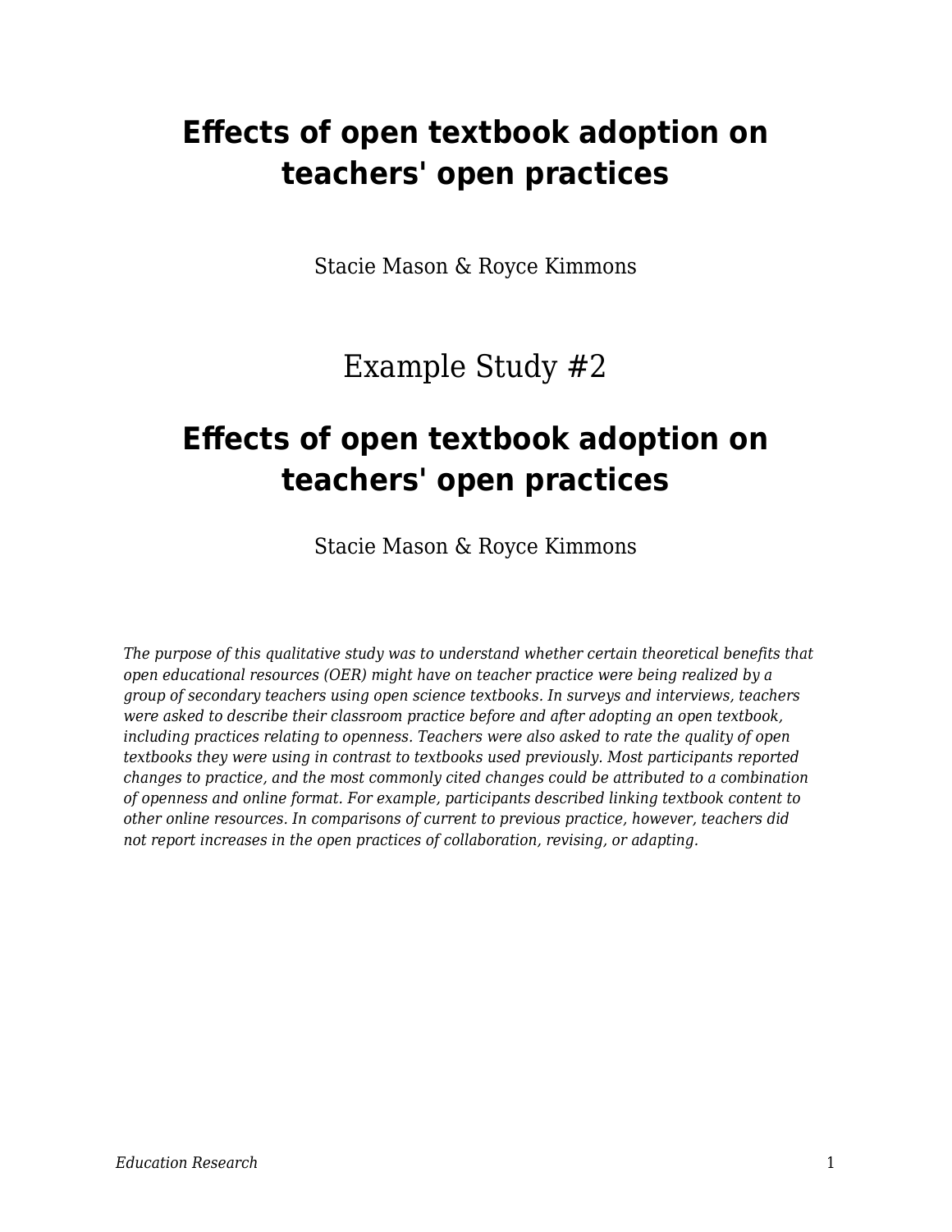# Effects of open textbook adoption on teachers' open practices

Stacie Mason & Royce Kimmons

Example Study #2

# Effects of open textbook adoption on teachers' open practices

Stacie Mason & Royce Kimmons

*The purpose of this qualitative study was to understand whether certain theoretical benefits that open educational resources (OER) might have on teacher practice were being realized by a group of secondary teachers using open science textbooks. In surveys and interviews, teachers were asked to describe their classroom practice before and after adopting an open textbook, including practices relating to openness. Teachers were also asked to rate the quality of open textbooks they were using in contrast to textbooks used previously. Most participants reported changes to practice, and the most commonly cited changes could be attributed to a combination of openness and online format. For example, participants described linking textbook content to other online resources. In comparisons of current to previous practice, however, teachers did not report increases in the open practices of collaboration, revising, or adapting.*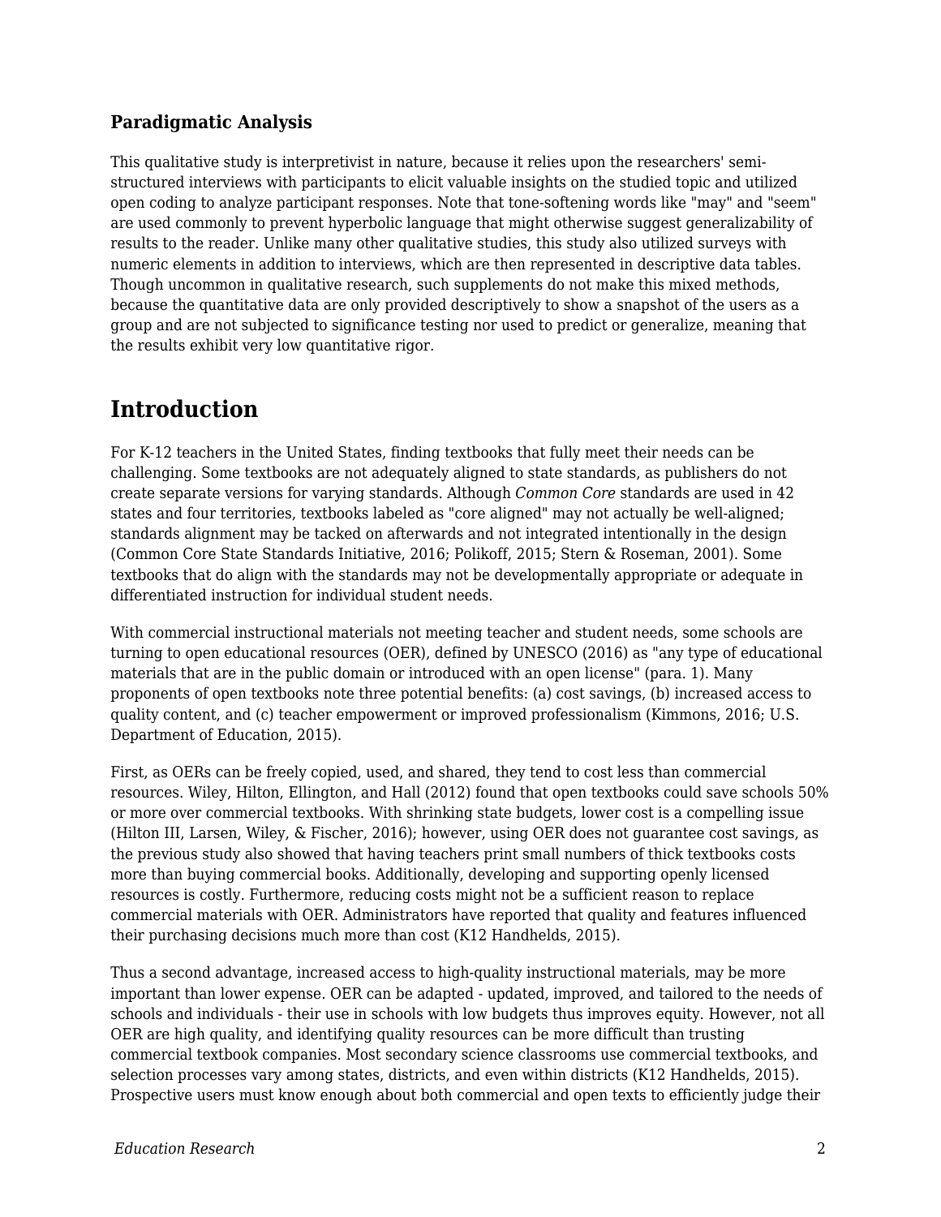### Paradigmatic Analysis

This qualitative study is interpretivist in nature, because it relies upon the researchers' semi-structured interviews with participants to elicit valuable insights on the studied topic and utilized open coding to analyze participant responses. Note that tone-softening words like "may" and "seem" are used commonly to prevent hyperbolic language that might otherwise suggest generalizability of results to the reader. Unlike many other qualitative studies, this study also utilized surveys with numeric elements in addition to interviews, which are then represented in descriptive data tables. Though uncommon in qualitative research, such supplements do not make this mixed methods, because the quantitative data are only provided descriptively to show a snapshot of the users as a group and are not subjected to significance testing nor used to predict or generalize, meaning that the results exhibit very low quantitative rigor.

## Introduction

For K-12 teachers in the United States, finding textbooks that fully meet their needs can be challenging. Some textbooks are not adequately aligned to state standards, as publishers do not create separate versions for varying standards. Although *Common Core* standards are used in 42 states and four territories, textbooks labeled as "core aligned" may not actually be well-aligned; standards alignment may be tacked on afterwards and not integrated intentionally in the design (Common Core State Standards Initiative, 2016; Polikoff, 2015; Stern & Roseman, 2001). Some textbooks that do align with the standards may not be developmentally appropriate or adequate in differentiated instruction for individual student needs.

With commercial instructional materials not meeting teacher and student needs, some schools are turning to open educational resources (OER), defined by UNESCO (2016) as "any type of educational materials that are in the public domain or introduced with an open license" (para. 1). Many proponents of open textbooks note three potential benefits: (a) cost savings, (b) increased access to quality content, and (c) teacher empowerment or improved professionalism (Kimmons, 2016; U.S. Department of Education, 2015).

First, as OERs can be freely copied, used, and shared, they tend to cost less than commercial resources. Wiley, Hilton, Ellington, and Hall (2012) found that open textbooks could save schools 50% or more over commercial textbooks. With shrinking state budgets, lower cost is a compelling issue (Hilton III, Larsen, Wiley, & Fischer, 2016); however, using OER does not guarantee cost savings, as the previous study also showed that having teachers print small numbers of thick textbooks costs more than buying commercial books. Additionally, developing and supporting openly licensed resources is costly. Furthermore, reducing costs might not be a sufficient reason to replace commercial materials with OER. Administrators have reported that quality and features influenced their purchasing decisions much more than cost (K12 Handhelds, 2015).

Thus a second advantage, increased access to high-quality instructional materials, may be more important than lower expense. OER can be adapted - updated, improved, and tailored to the needs of schools and individuals - their use in schools with low budgets thus improves equity. However, not all OER are high quality, and identifying quality resources can be more difficult than trusting commercial textbook companies. Most secondary science classrooms use commercial textbooks, and selection processes vary among states, districts, and even within districts (K12 Handhelds, 2015). Prospective users must know enough about both commercial and open texts to efficiently judge their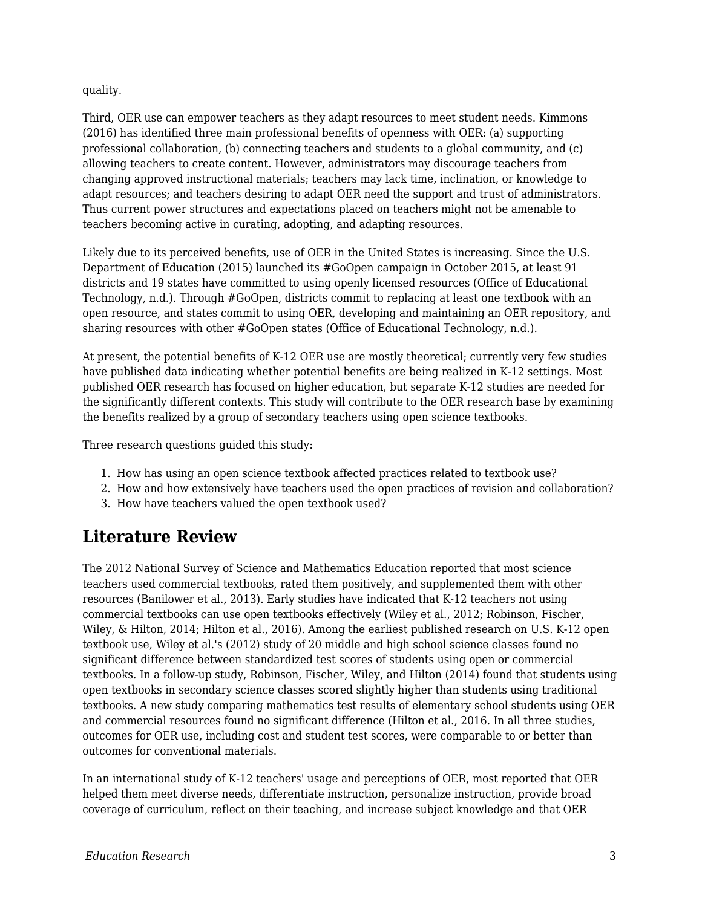quality.

Third, OER use can empower teachers as they adapt resources to meet student needs. Kimmons (2016) has identified three main professional benefits of openness with OER: (a) supporting professional collaboration, (b) connecting teachers and students to a global community, and (c) allowing teachers to create content. However, administrators may discourage teachers from changing approved instructional materials; teachers may lack time, inclination, or knowledge to adapt resources; and teachers desiring to adapt OER need the support and trust of administrators. Thus current power structures and expectations placed on teachers might not be amenable to teachers becoming active in curating, adopting, and adapting resources.

Likely due to its perceived benefits, use of OER in the United States is increasing. Since the U.S. Department of Education (2015) launched its #GoOpen campaign in October 2015, at least 91 districts and 19 states have committed to using openly licensed resources (Office of Educational Technology, n.d.). Through #GoOpen, districts commit to replacing at least one textbook with an open resource, and states commit to using OER, developing and maintaining an OER repository, and sharing resources with other #GoOpen states (Office of Educational Technology, n.d.).

At present, the potential benefits of K-12 OER use are mostly theoretical; currently very few studies have published data indicating whether potential benefits are being realized in K-12 settings. Most published OER research has focused on higher education, but separate K-12 studies are needed for the significantly different contexts. This study will contribute to the OER research base by examining the benefits realized by a group of secondary teachers using open science textbooks.

Three research questions guided this study:

1. How has using an open science textbook affected practices related to textbook use?
2. How and how extensively have teachers used the open practices of revision and collaboration?
3. How have teachers valued the open textbook used?

## Literature Review

The 2012 National Survey of Science and Mathematics Education reported that most science teachers used commercial textbooks, rated them positively, and supplemented them with other resources (Banilower et al., 2013). Early studies have indicated that K-12 teachers not using commercial textbooks can use open textbooks effectively (Wiley et al., 2012; Robinson, Fischer, Wiley, & Hilton, 2014; Hilton et al., 2016). Among the earliest published research on U.S. K-12 open textbook use, Wiley et al.'s (2012) study of 20 middle and high school science classes found no significant difference between standardized test scores of students using open or commercial textbooks. In a follow-up study, Robinson, Fischer, Wiley, and Hilton (2014) found that students using open textbooks in secondary science classes scored slightly higher than students using traditional textbooks. A new study comparing mathematics test results of elementary school students using OER and commercial resources found no significant difference (Hilton et al., 2016. In all three studies, outcomes for OER use, including cost and student test scores, were comparable to or better than outcomes for conventional materials.

In an international study of K-12 teachers' usage and perceptions of OER, most reported that OER helped them meet diverse needs, differentiate instruction, personalize instruction, provide broad coverage of curriculum, reflect on their teaching, and increase subject knowledge and that OER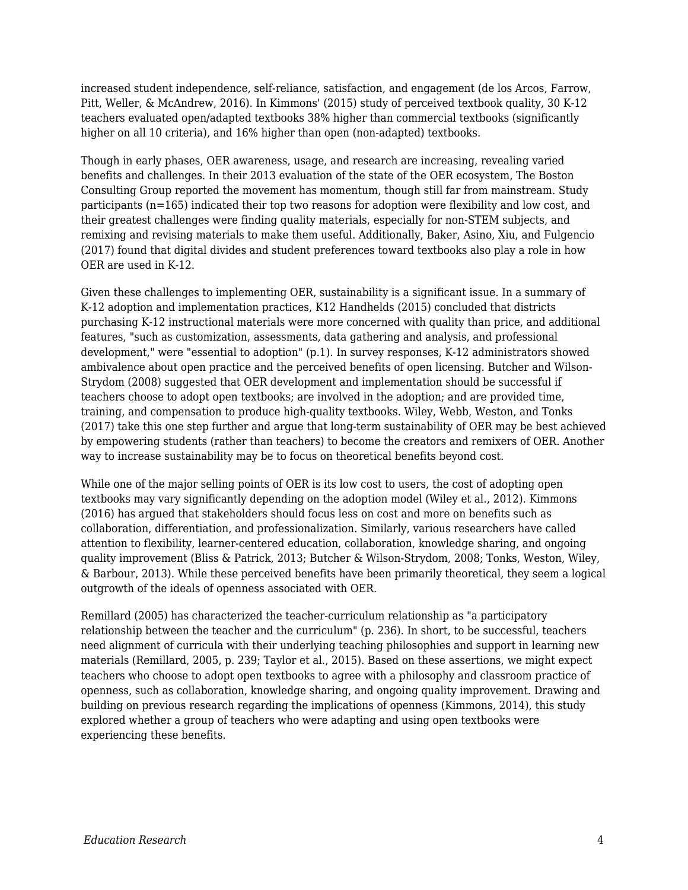increased student independence, self-reliance, satisfaction, and engagement (de los Arcos, Farrow, Pitt, Weller, & McAndrew, 2016). In Kimmons' (2015) study of perceived textbook quality, 30 K-12 teachers evaluated open/adapted textbooks 38% higher than commercial textbooks (significantly higher on all 10 criteria), and 16% higher than open (non-adapted) textbooks.

Though in early phases, OER awareness, usage, and research are increasing, revealing varied benefits and challenges. In their 2013 evaluation of the state of the OER ecosystem, The Boston Consulting Group reported the movement has momentum, though still far from mainstream. Study participants (n=165) indicated their top two reasons for adoption were flexibility and low cost, and their greatest challenges were finding quality materials, especially for non-STEM subjects, and remixing and revising materials to make them useful. Additionally, Baker, Asino, Xiu, and Fulgencio (2017) found that digital divides and student preferences toward textbooks also play a role in how OER are used in K-12.

Given these challenges to implementing OER, sustainability is a significant issue. In a summary of K-12 adoption and implementation practices, K12 Handhelds (2015) concluded that districts purchasing K-12 instructional materials were more concerned with quality than price, and additional features, "such as customization, assessments, data gathering and analysis, and professional development," were "essential to adoption" (p.1). In survey responses, K-12 administrators showed ambivalence about open practice and the perceived benefits of open licensing. Butcher and Wilson-Strydom (2008) suggested that OER development and implementation should be successful if teachers choose to adopt open textbooks; are involved in the adoption; and are provided time, training, and compensation to produce high-quality textbooks. Wiley, Webb, Weston, and Tonks (2017) take this one step further and argue that long-term sustainability of OER may be best achieved by empowering students (rather than teachers) to become the creators and remixers of OER. Another way to increase sustainability may be to focus on theoretical benefits beyond cost.

While one of the major selling points of OER is its low cost to users, the cost of adopting open textbooks may vary significantly depending on the adoption model (Wiley et al., 2012). Kimmons (2016) has argued that stakeholders should focus less on cost and more on benefits such as collaboration, differentiation, and professionalization. Similarly, various researchers have called attention to flexibility, learner-centered education, collaboration, knowledge sharing, and ongoing quality improvement (Bliss & Patrick, 2013; Butcher & Wilson-Strydom, 2008; Tonks, Weston, Wiley, & Barbour, 2013). While these perceived benefits have been primarily theoretical, they seem a logical outgrowth of the ideals of openness associated with OER.

Remillard (2005) has characterized the teacher-curriculum relationship as "a participatory relationship between the teacher and the curriculum" (p. 236). In short, to be successful, teachers need alignment of curricula with their underlying teaching philosophies and support in learning new materials (Remillard, 2005, p. 239; Taylor et al., 2015). Based on these assertions, we might expect teachers who choose to adopt open textbooks to agree with a philosophy and classroom practice of openness, such as collaboration, knowledge sharing, and ongoing quality improvement. Drawing and building on previous research regarding the implications of openness (Kimmons, 2014), this study explored whether a group of teachers who were adapting and using open textbooks were experiencing these benefits.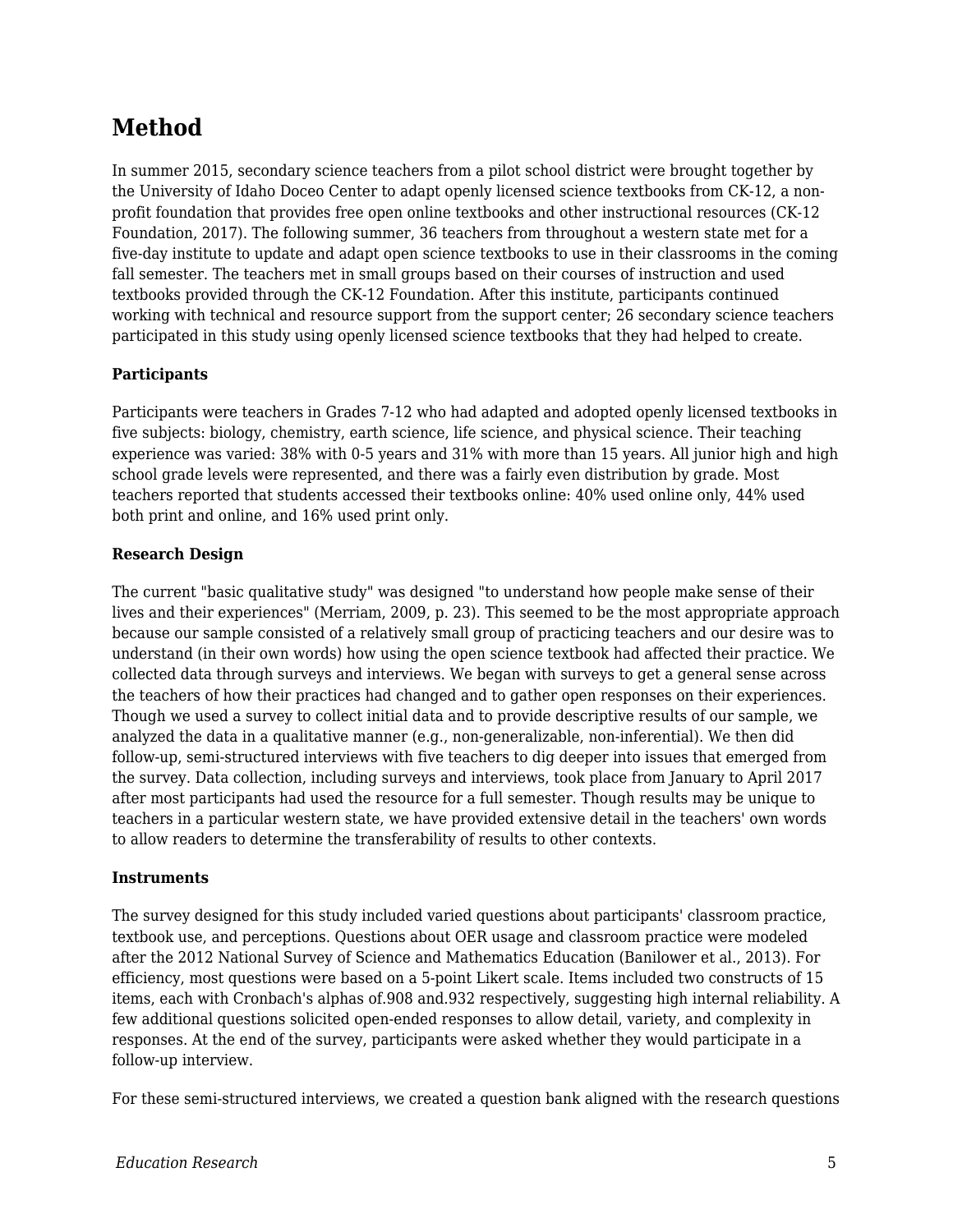## Method

In summer 2015, secondary science teachers from a pilot school district were brought together by the University of Idaho Doceo Center to adapt openly licensed science textbooks from CK-12, a non-profit foundation that provides free open online textbooks and other instructional resources (CK-12 Foundation, 2017). The following summer, 36 teachers from throughout a western state met for a five-day institute to update and adapt open science textbooks to use in their classrooms in the coming fall semester. The teachers met in small groups based on their courses of instruction and used textbooks provided through the CK-12 Foundation. After this institute, participants continued working with technical and resource support from the support center; 26 secondary science teachers participated in this study using openly licensed science textbooks that they had helped to create.

### Participants

Participants were teachers in Grades 7-12 who had adapted and adopted openly licensed textbooks in five subjects: biology, chemistry, earth science, life science, and physical science. Their teaching experience was varied: 38% with 0-5 years and 31% with more than 15 years. All junior high and high school grade levels were represented, and there was a fairly even distribution by grade. Most teachers reported that students accessed their textbooks online: 40% used online only, 44% used both print and online, and 16% used print only.

### Research Design

The current "basic qualitative study" was designed "to understand how people make sense of their lives and their experiences" (Merriam, 2009, p. 23). This seemed to be the most appropriate approach because our sample consisted of a relatively small group of practicing teachers and our desire was to understand (in their own words) how using the open science textbook had affected their practice. We collected data through surveys and interviews. We began with surveys to get a general sense across the teachers of how their practices had changed and to gather open responses on their experiences. Though we used a survey to collect initial data and to provide descriptive results of our sample, we analyzed the data in a qualitative manner (e.g., non-generalizable, non-inferential). We then did follow-up, semi-structured interviews with five teachers to dig deeper into issues that emerged from the survey. Data collection, including surveys and interviews, took place from January to April 2017 after most participants had used the resource for a full semester. Though results may be unique to teachers in a particular western state, we have provided extensive detail in the teachers' own words to allow readers to determine the transferability of results to other contexts.

### Instruments

The survey designed for this study included varied questions about participants' classroom practice, textbook use, and perceptions. Questions about OER usage and classroom practice were modeled after the 2012 National Survey of Science and Mathematics Education (Banilower et al., 2013). For efficiency, most questions were based on a 5-point Likert scale. Items included two constructs of 15 items, each with Cronbach's alphas of.908 and.932 respectively, suggesting high internal reliability. A few additional questions solicited open-ended responses to allow detail, variety, and complexity in responses. At the end of the survey, participants were asked whether they would participate in a follow-up interview.

For these semi-structured interviews, we created a question bank aligned with the research questions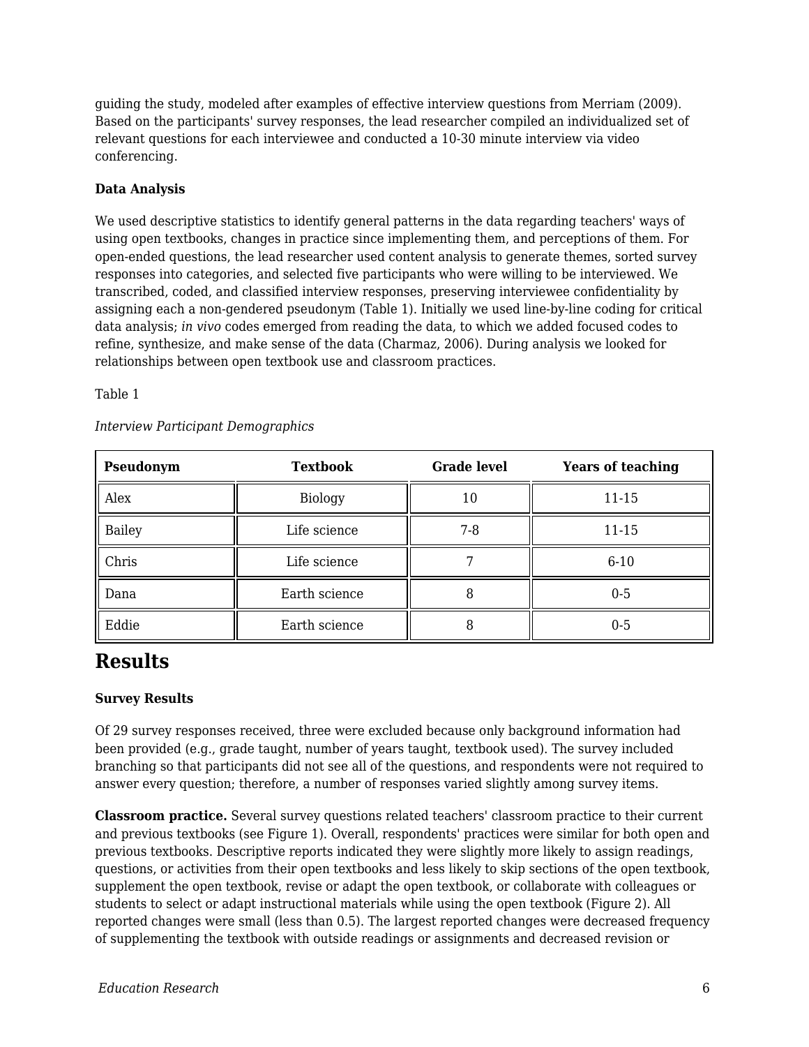guiding the study, modeled after examples of effective interview questions from Merriam (2009). Based on the participants' survey responses, the lead researcher compiled an individualized set of relevant questions for each interviewee and conducted a 10-30 minute interview via video conferencing.

**Data Analysis**

We used descriptive statistics to identify general patterns in the data regarding teachers' ways of using open textbooks, changes in practice since implementing them, and perceptions of them. For open-ended questions, the lead researcher used content analysis to generate themes, sorted survey responses into categories, and selected five participants who were willing to be interviewed. We transcribed, coded, and classified interview responses, preserving interviewee confidentiality by assigning each a non-gendered pseudonym (Table 1). Initially we used line-by-line coding for critical data analysis; *in vivo* codes emerged from reading the data, to which we added focused codes to refine, synthesize, and make sense of the data (Charmaz, 2006). During analysis we looked for relationships between open textbook use and classroom practices.

Table 1

*Interview Participant Demographics*

| Pseudonym | Textbook | Grade level | Years of teaching |
|---|---|---|---|
| Alex | Biology | 10 | 11-15 |
| Bailey | Life science | 7-8 | 11-15 |
| Chris | Life science | 7 | 6-10 |
| Dana | Earth science | 8 | 0-5 |
| Eddie | Earth science | 8 | 0-5 |

# Results

**Survey Results**

Of 29 survey responses received, three were excluded because only background information had been provided (e.g., grade taught, number of years taught, textbook used). The survey included branching so that participants did not see all of the questions, and respondents were not required to answer every question; therefore, a number of responses varied slightly among survey items.

**Classroom practice.** Several survey questions related teachers' classroom practice to their current and previous textbooks (see Figure 1). Overall, respondents' practices were similar for both open and previous textbooks. Descriptive reports indicated they were slightly more likely to assign readings, questions, or activities from their open textbooks and less likely to skip sections of the open textbook, supplement the open textbook, revise or adapt the open textbook, or collaborate with colleagues or students to select or adapt instructional materials while using the open textbook (Figure 2). All reported changes were small (less than 0.5). The largest reported changes were decreased frequency of supplementing the textbook with outside readings or assignments and decreased revision or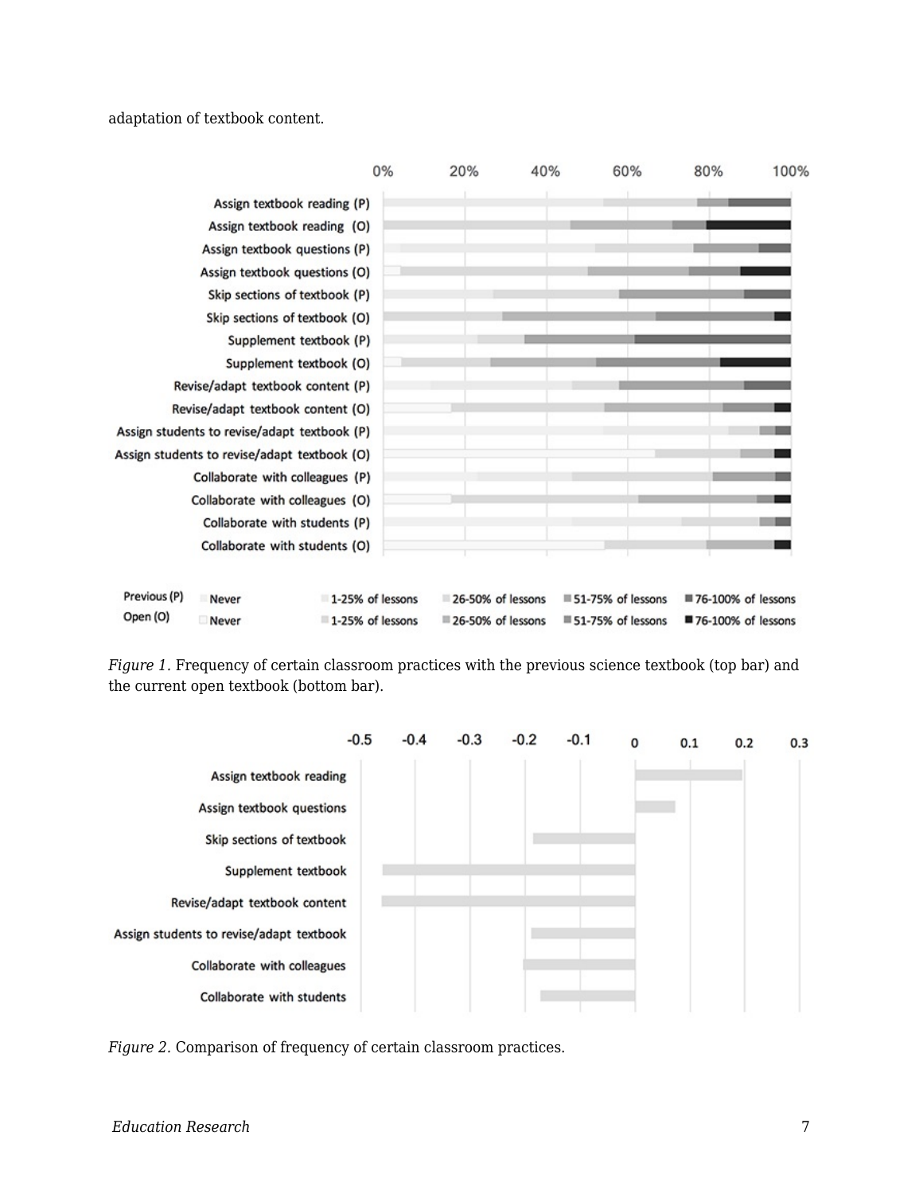adaptation of textbook content.

*Figure 1.* Frequency of certain classroom practices with the previous science textbook (top bar) and the current open textbook (bottom bar).

*Figure 2.* Comparison of frequency of certain classroom practices.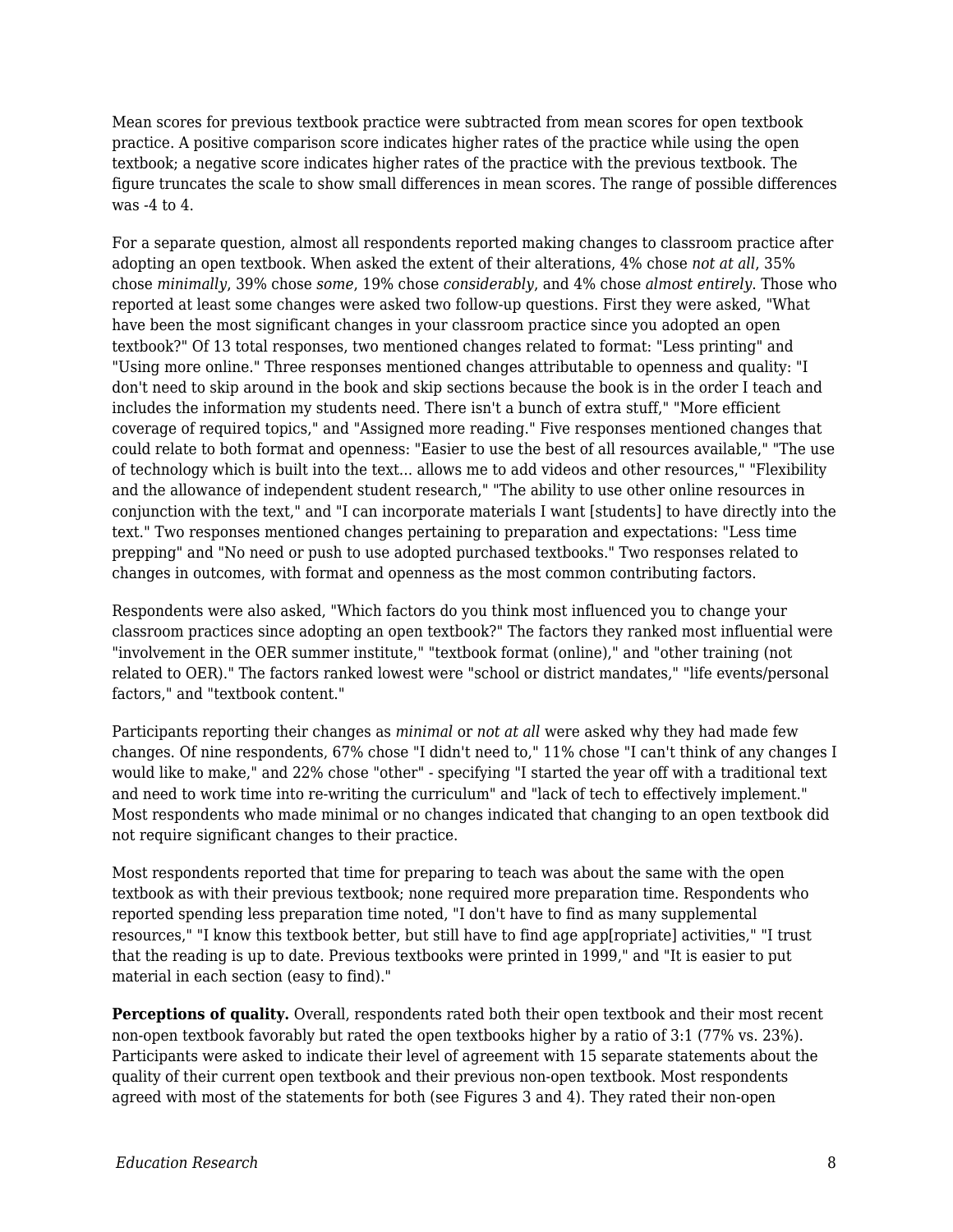Mean scores for previous textbook practice were subtracted from mean scores for open textbook practice. A positive comparison score indicates higher rates of the practice while using the open textbook; a negative score indicates higher rates of the practice with the previous textbook. The figure truncates the scale to show small differences in mean scores. The range of possible differences was -4 to 4.

For a separate question, almost all respondents reported making changes to classroom practice after adopting an open textbook. When asked the extent of their alterations, 4% chose *not at all*, 35% chose *minimally*, 39% chose *some*, 19% chose *considerably*, and 4% chose *almost entirely*. Those who reported at least some changes were asked two follow-up questions. First they were asked, "What have been the most significant changes in your classroom practice since you adopted an open textbook?" Of 13 total responses, two mentioned changes related to format: "Less printing" and "Using more online." Three responses mentioned changes attributable to openness and quality: "I don't need to skip around in the book and skip sections because the book is in the order I teach and includes the information my students need. There isn't a bunch of extra stuff," "More efficient coverage of required topics," and "Assigned more reading." Five responses mentioned changes that could relate to both format and openness: "Easier to use the best of all resources available," "The use of technology which is built into the text... allows me to add videos and other resources," "Flexibility and the allowance of independent student research," "The ability to use other online resources in conjunction with the text," and "I can incorporate materials I want [students] to have directly into the text." Two responses mentioned changes pertaining to preparation and expectations: "Less time prepping" and "No need or push to use adopted purchased textbooks." Two responses related to changes in outcomes, with format and openness as the most common contributing factors.

Respondents were also asked, "Which factors do you think most influenced you to change your classroom practices since adopting an open textbook?" The factors they ranked most influential were "involvement in the OER summer institute," "textbook format (online)," and "other training (not related to OER)." The factors ranked lowest were "school or district mandates," "life events/personal factors," and "textbook content."

Participants reporting their changes as *minimal* or *not at all* were asked why they had made few changes. Of nine respondents, 67% chose "I didn't need to," 11% chose "I can't think of any changes I would like to make," and 22% chose "other" - specifying "I started the year off with a traditional text and need to work time into re-writing the curriculum" and "lack of tech to effectively implement." Most respondents who made minimal or no changes indicated that changing to an open textbook did not require significant changes to their practice.

Most respondents reported that time for preparing to teach was about the same with the open textbook as with their previous textbook; none required more preparation time. Respondents who reported spending less preparation time noted, "I don't have to find as many supplemental resources," "I know this textbook better, but still have to find age app[ropriate] activities," "I trust that the reading is up to date. Previous textbooks were printed in 1999," and "It is easier to put material in each section (easy to find)."

**Perceptions of quality.** Overall, respondents rated both their open textbook and their most recent non-open textbook favorably but rated the open textbooks higher by a ratio of 3:1 (77% vs. 23%). Participants were asked to indicate their level of agreement with 15 separate statements about the quality of their current open textbook and their previous non-open textbook. Most respondents agreed with most of the statements for both (see Figures 3 and 4). They rated their non-open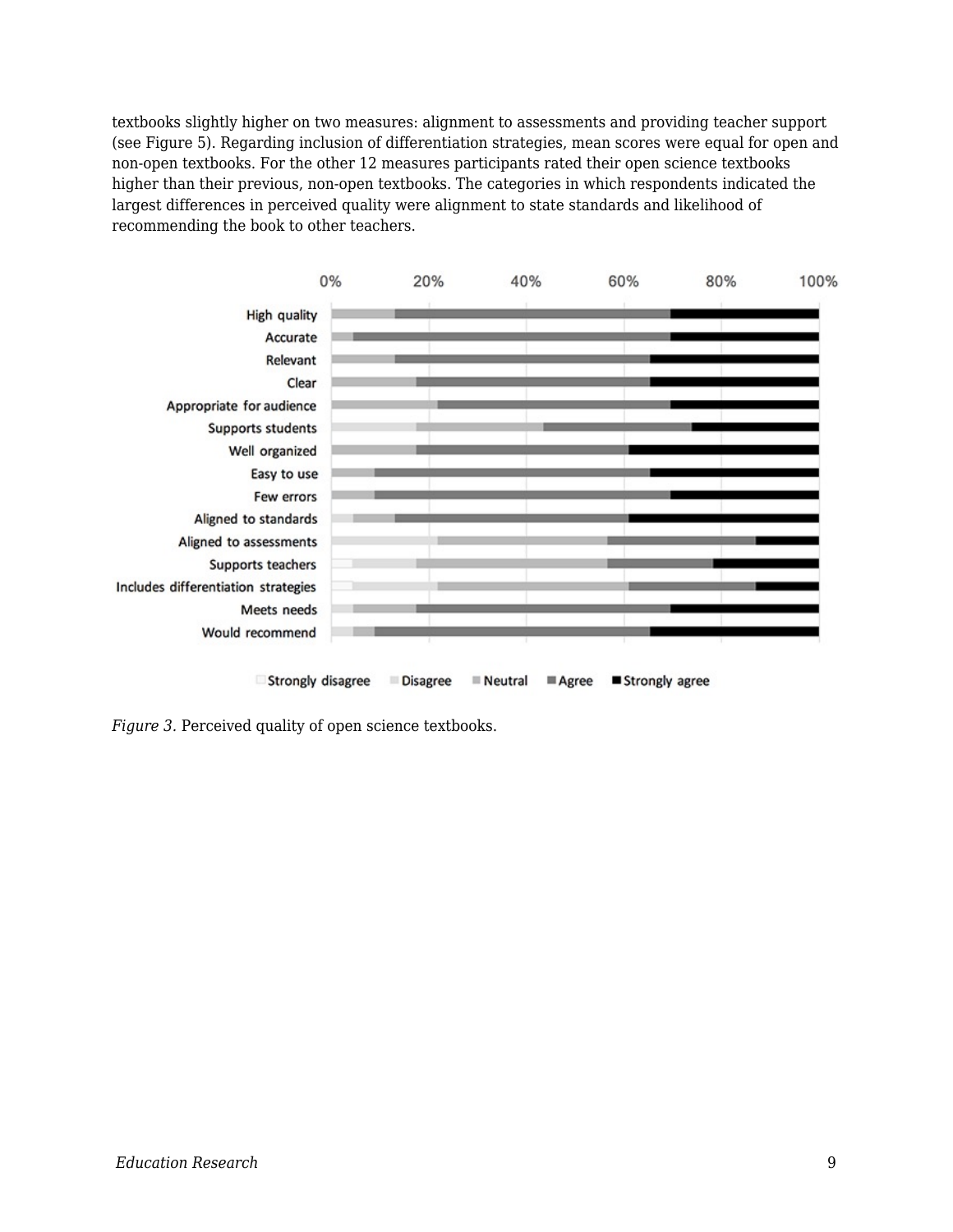textbooks slightly higher on two measures: alignment to assessments and providing teacher support (see Figure 5). Regarding inclusion of differentiation strategies, mean scores were equal for open and non-open textbooks. For the other 12 measures participants rated their open science textbooks higher than their previous, non-open textbooks. The categories in which respondents indicated the largest differences in perceived quality were alignment to state standards and likelihood of recommending the book to other teachers.

*Figure 3.* Perceived quality of open science textbooks.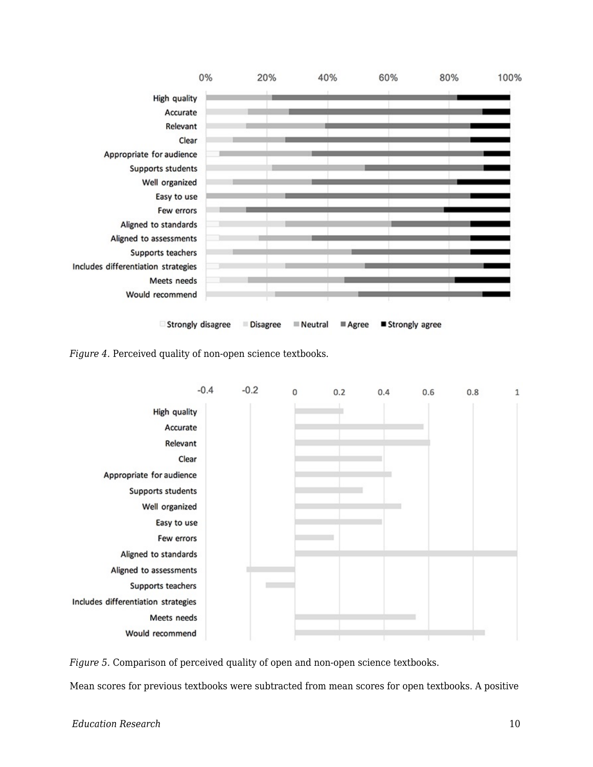*Figure 4.* Perceived quality of non-open science textbooks.

*Figure 5.* Comparison of perceived quality of open and non-open science textbooks.

Mean scores for previous textbooks were subtracted from mean scores for open textbooks. A positive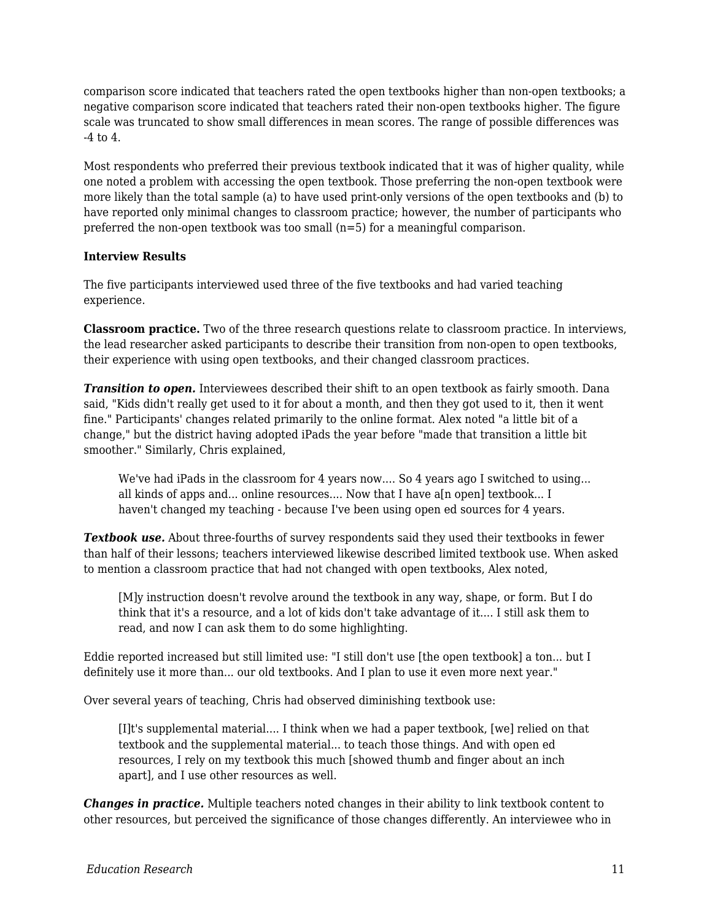comparison score indicated that teachers rated the open textbooks higher than non-open textbooks; a negative comparison score indicated that teachers rated their non-open textbooks higher. The figure scale was truncated to show small differences in mean scores. The range of possible differences was -4 to 4.

Most respondents who preferred their previous textbook indicated that it was of higher quality, while one noted a problem with accessing the open textbook. Those preferring the non-open textbook were more likely than the total sample (a) to have used print-only versions of the open textbooks and (b) to have reported only minimal changes to classroom practice; however, the number of participants who preferred the non-open textbook was too small (n=5) for a meaningful comparison.

**Interview Results**

The five participants interviewed used three of the five textbooks and had varied teaching experience.

**Classroom practice.** Two of the three research questions relate to classroom practice. In interviews, the lead researcher asked participants to describe their transition from non-open to open textbooks, their experience with using open textbooks, and their changed classroom practices.

***Transition to open.*** Interviewees described their shift to an open textbook as fairly smooth. Dana said, "Kids didn't really get used to it for about a month, and then they got used to it, then it went fine." Participants' changes related primarily to the online format. Alex noted "a little bit of a change," but the district having adopted iPads the year before "made that transition a little bit smoother." Similarly, Chris explained,

> We've had iPads in the classroom for 4 years now.... So 4 years ago I switched to using... all kinds of apps and... online resources.... Now that I have a[n open] textbook... I haven't changed my teaching - because I've been using open ed sources for 4 years.

***Textbook use.*** About three-fourths of survey respondents said they used their textbooks in fewer than half of their lessons; teachers interviewed likewise described limited textbook use. When asked to mention a classroom practice that had not changed with open textbooks, Alex noted,

> [M]y instruction doesn't revolve around the textbook in any way, shape, or form. But I do think that it's a resource, and a lot of kids don't take advantage of it.... I still ask them to read, and now I can ask them to do some highlighting.

Eddie reported increased but still limited use: "I still don't use [the open textbook] a ton... but I definitely use it more than... our old textbooks. And I plan to use it even more next year."

Over several years of teaching, Chris had observed diminishing textbook use:

> [I]t's supplemental material.... I think when we had a paper textbook, [we] relied on that textbook and the supplemental material... to teach those things. And with open ed resources, I rely on my textbook this much [showed thumb and finger about an inch apart], and I use other resources as well.

***Changes in practice.*** Multiple teachers noted changes in their ability to link textbook content to other resources, but perceived the significance of those changes differently. An interviewee who in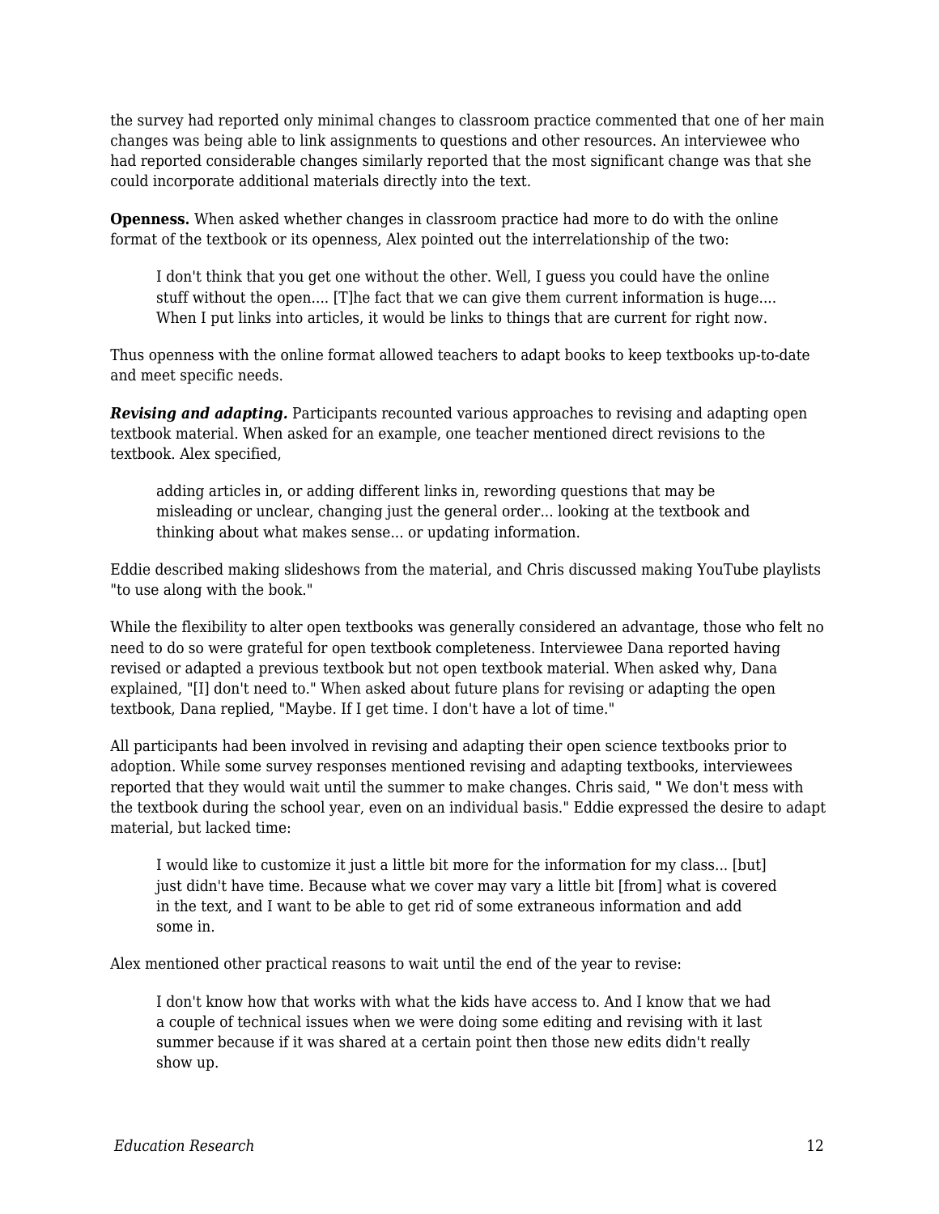the survey had reported only minimal changes to classroom practice commented that one of her main changes was being able to link assignments to questions and other resources. An interviewee who had reported considerable changes similarly reported that the most significant change was that she could incorporate additional materials directly into the text.

**Openness.** When asked whether changes in classroom practice had more to do with the online format of the textbook or its openness, Alex pointed out the interrelationship of the two:

> I don't think that you get one without the other. Well, I guess you could have the online stuff without the open.... [T]he fact that we can give them current information is huge.... When I put links into articles, it would be links to things that are current for right now.

Thus openness with the online format allowed teachers to adapt books to keep textbooks up-to-date and meet specific needs.

***Revising and adapting.*** Participants recounted various approaches to revising and adapting open textbook material. When asked for an example, one teacher mentioned direct revisions to the textbook. Alex specified,

> adding articles in, or adding different links in, rewording questions that may be misleading or unclear, changing just the general order... looking at the textbook and thinking about what makes sense... or updating information.

Eddie described making slideshows from the material, and Chris discussed making YouTube playlists "to use along with the book."

While the flexibility to alter open textbooks was generally considered an advantage, those who felt no need to do so were grateful for open textbook completeness. Interviewee Dana reported having revised or adapted a previous textbook but not open textbook material. When asked why, Dana explained, "[I] don't need to." When asked about future plans for revising or adapting the open textbook, Dana replied, "Maybe. If I get time. I don't have a lot of time."

All participants had been involved in revising and adapting their open science textbooks prior to adoption. While some survey responses mentioned revising and adapting textbooks, interviewees reported that they would wait until the summer to make changes. Chris said, " We don't mess with the textbook during the school year, even on an individual basis." Eddie expressed the desire to adapt material, but lacked time:

> I would like to customize it just a little bit more for the information for my class... [but] just didn't have time. Because what we cover may vary a little bit [from] what is covered in the text, and I want to be able to get rid of some extraneous information and add some in.

Alex mentioned other practical reasons to wait until the end of the year to revise:

> I don't know how that works with what the kids have access to. And I know that we had a couple of technical issues when we were doing some editing and revising with it last summer because if it was shared at a certain point then those new edits didn't really show up.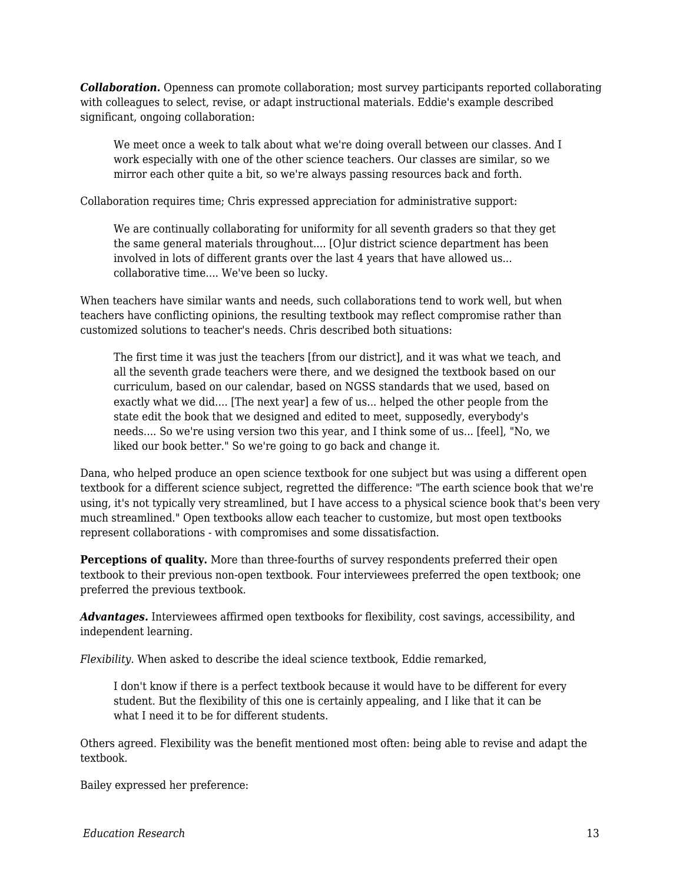***Collaboration.*** Openness can promote collaboration; most survey participants reported collaborating with colleagues to select, revise, or adapt instructional materials. Eddie's example described significant, ongoing collaboration:

> We meet once a week to talk about what we're doing overall between our classes. And I work especially with one of the other science teachers. Our classes are similar, so we mirror each other quite a bit, so we're always passing resources back and forth.

Collaboration requires time; Chris expressed appreciation for administrative support:

> We are continually collaborating for uniformity for all seventh graders so that they get the same general materials throughout.... [O]ur district science department has been involved in lots of different grants over the last 4 years that have allowed us... collaborative time.... We've been so lucky.

When teachers have similar wants and needs, such collaborations tend to work well, but when teachers have conflicting opinions, the resulting textbook may reflect compromise rather than customized solutions to teacher's needs. Chris described both situations:

> The first time it was just the teachers [from our district], and it was what we teach, and all the seventh grade teachers were there, and we designed the textbook based on our curriculum, based on our calendar, based on NGSS standards that we used, based on exactly what we did.... [The next year] a few of us... helped the other people from the state edit the book that we designed and edited to meet, supposedly, everybody's needs.... So we're using version two this year, and I think some of us... [feel], "No, we liked our book better." So we're going to go back and change it.

Dana, who helped produce an open science textbook for one subject but was using a different open textbook for a different science subject, regretted the difference: "The earth science book that we're using, it's not typically very streamlined, but I have access to a physical science book that's been very much streamlined." Open textbooks allow each teacher to customize, but most open textbooks represent collaborations - with compromises and some dissatisfaction.

**Perceptions of quality.** More than three-fourths of survey respondents preferred their open textbook to their previous non-open textbook. Four interviewees preferred the open textbook; one preferred the previous textbook.

***Advantages.*** Interviewees affirmed open textbooks for flexibility, cost savings, accessibility, and independent learning.

*Flexibility.* When asked to describe the ideal science textbook, Eddie remarked,

> I don't know if there is a perfect textbook because it would have to be different for every student. But the flexibility of this one is certainly appealing, and I like that it can be what I need it to be for different students.

Others agreed. Flexibility was the benefit mentioned most often: being able to revise and adapt the textbook.

Bailey expressed her preference: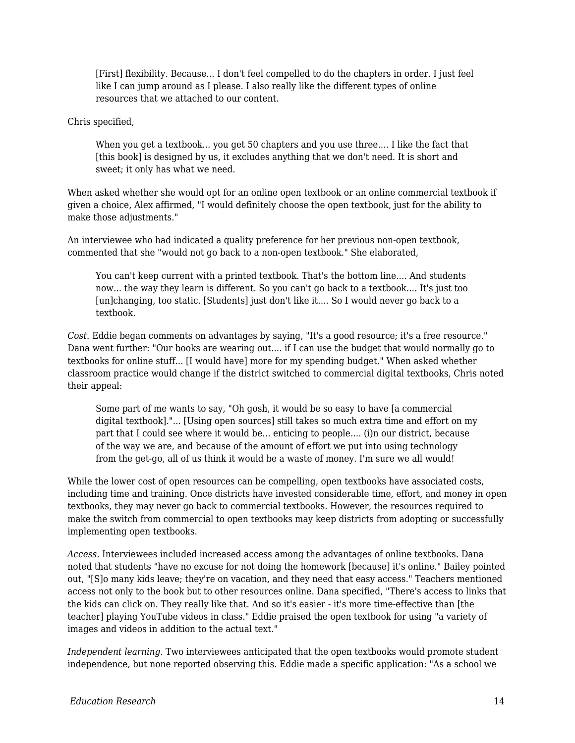> [First] flexibility. Because... I don't feel compelled to do the chapters in order. I just feel like I can jump around as I please. I also really like the different types of online resources that we attached to our content.

Chris specified,

> When you get a textbook... you get 50 chapters and you use three.... I like the fact that [this book] is designed by us, it excludes anything that we don't need. It is short and sweet; it only has what we need.

When asked whether she would opt for an online open textbook or an online commercial textbook if given a choice, Alex affirmed, "I would definitely choose the open textbook, just for the ability to make those adjustments."

An interviewee who had indicated a quality preference for her previous non-open textbook, commented that she "would not go back to a non-open textbook." She elaborated,

> You can't keep current with a printed textbook. That's the bottom line.... And students now... the way they learn is different. So you can't go back to a textbook.... It's just too [un]changing, too static. [Students] just don't like it.... So I would never go back to a textbook.

*Cost.* Eddie began comments on advantages by saying, "It's a good resource; it's a free resource." Dana went further: "Our books are wearing out.... if I can use the budget that would normally go to textbooks for online stuff... [I would have] more for my spending budget." When asked whether classroom practice would change if the district switched to commercial digital textbooks, Chris noted their appeal:

> Some part of me wants to say, "Oh gosh, it would be so easy to have [a commercial digital textbook]."... [Using open sources] still takes so much extra time and effort on my part that I could see where it would be... enticing to people.... (i)n our district, because of the way we are, and because of the amount of effort we put into using technology from the get-go, all of us think it would be a waste of money. I'm sure we all would!

While the lower cost of open resources can be compelling, open textbooks have associated costs, including time and training. Once districts have invested considerable time, effort, and money in open textbooks, they may never go back to commercial textbooks. However, the resources required to make the switch from commercial to open textbooks may keep districts from adopting or successfully implementing open textbooks.

*Access.* Interviewees included increased access among the advantages of online textbooks. Dana noted that students "have no excuse for not doing the homework [because] it's online." Bailey pointed out, "[S]o many kids leave; they're on vacation, and they need that easy access." Teachers mentioned access not only to the book but to other resources online. Dana specified, "There's access to links that the kids can click on. They really like that. And so it's easier - it's more time-effective than [the teacher] playing YouTube videos in class." Eddie praised the open textbook for using "a variety of images and videos in addition to the actual text."

*Independent learning.* Two interviewees anticipated that the open textbooks would promote student independence, but none reported observing this. Eddie made a specific application: "As a school we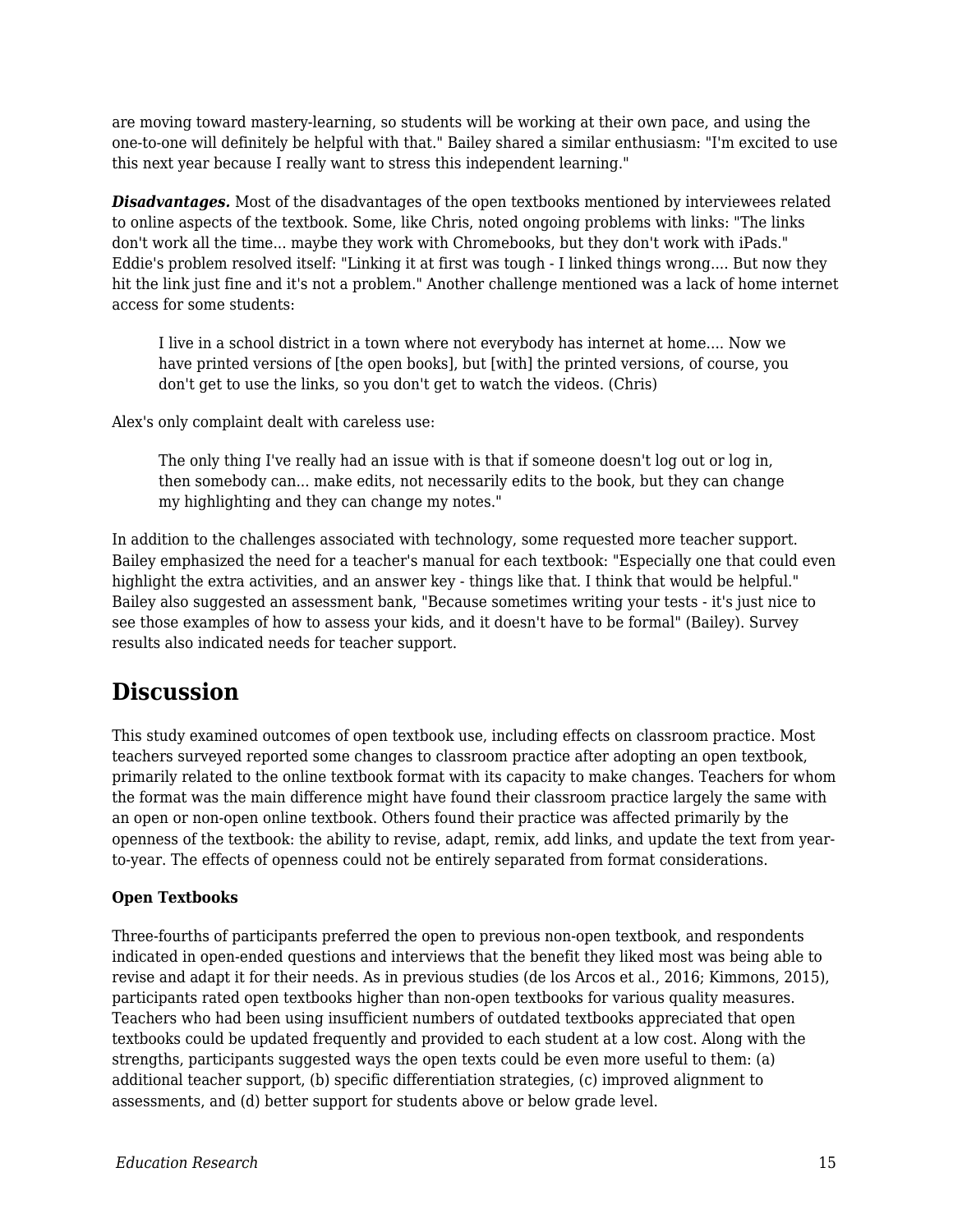are moving toward mastery-learning, so students will be working at their own pace, and using the one-to-one will definitely be helpful with that." Bailey shared a similar enthusiasm: "I'm excited to use this next year because I really want to stress this independent learning."

***Disadvantages.*** Most of the disadvantages of the open textbooks mentioned by interviewees related to online aspects of the textbook. Some, like Chris, noted ongoing problems with links: "The links don't work all the time... maybe they work with Chromebooks, but they don't work with iPads." Eddie's problem resolved itself: "Linking it at first was tough - I linked things wrong.... But now they hit the link just fine and it's not a problem." Another challenge mentioned was a lack of home internet access for some students:

> I live in a school district in a town where not everybody has internet at home.... Now we have printed versions of [the open books], but [with] the printed versions, of course, you don't get to use the links, so you don't get to watch the videos. (Chris)

Alex's only complaint dealt with careless use:

> The only thing I've really had an issue with is that if someone doesn't log out or log in, then somebody can... make edits, not necessarily edits to the book, but they can change my highlighting and they can change my notes."

In addition to the challenges associated with technology, some requested more teacher support. Bailey emphasized the need for a teacher's manual for each textbook: "Especially one that could even highlight the extra activities, and an answer key - things like that. I think that would be helpful." Bailey also suggested an assessment bank, "Because sometimes writing your tests - it's just nice to see those examples of how to assess your kids, and it doesn't have to be formal" (Bailey). Survey results also indicated needs for teacher support.

## Discussion

This study examined outcomes of open textbook use, including effects on classroom practice. Most teachers surveyed reported some changes to classroom practice after adopting an open textbook, primarily related to the online textbook format with its capacity to make changes. Teachers for whom the format was the main difference might have found their classroom practice largely the same with an open or non-open online textbook. Others found their practice was affected primarily by the openness of the textbook: the ability to revise, adapt, remix, add links, and update the text from year-to-year. The effects of openness could not be entirely separated from format considerations.

### Open Textbooks

Three-fourths of participants preferred the open to previous non-open textbook, and respondents indicated in open-ended questions and interviews that the benefit they liked most was being able to revise and adapt it for their needs. As in previous studies (de los Arcos et al., 2016; Kimmons, 2015), participants rated open textbooks higher than non-open textbooks for various quality measures. Teachers who had been using insufficient numbers of outdated textbooks appreciated that open textbooks could be updated frequently and provided to each student at a low cost. Along with the strengths, participants suggested ways the open texts could be even more useful to them: (a) additional teacher support, (b) specific differentiation strategies, (c) improved alignment to assessments, and (d) better support for students above or below grade level.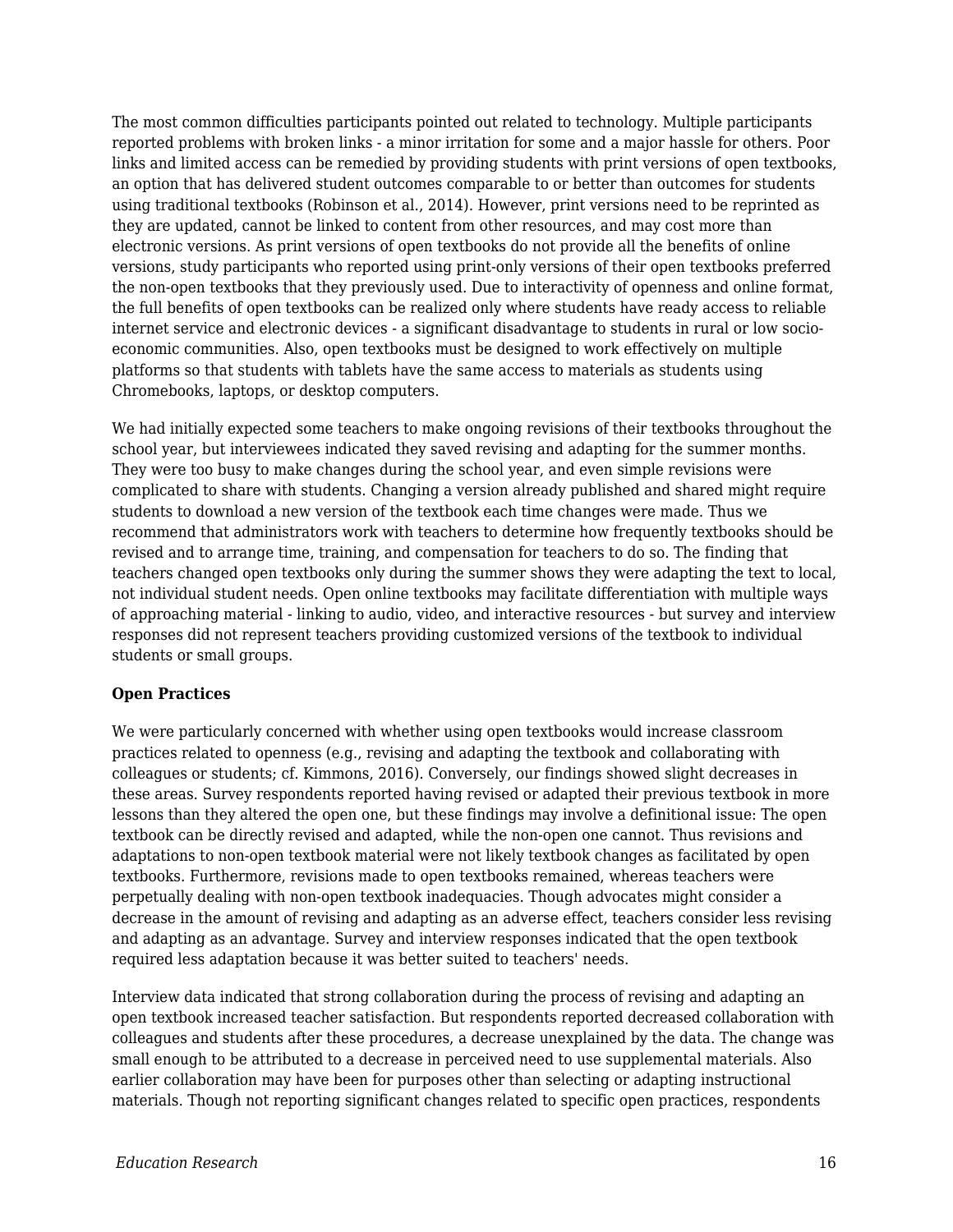The most common difficulties participants pointed out related to technology. Multiple participants reported problems with broken links - a minor irritation for some and a major hassle for others. Poor links and limited access can be remedied by providing students with print versions of open textbooks, an option that has delivered student outcomes comparable to or better than outcomes for students using traditional textbooks (Robinson et al., 2014). However, print versions need to be reprinted as they are updated, cannot be linked to content from other resources, and may cost more than electronic versions. As print versions of open textbooks do not provide all the benefits of online versions, study participants who reported using print-only versions of their open textbooks preferred the non-open textbooks that they previously used. Due to interactivity of openness and online format, the full benefits of open textbooks can be realized only where students have ready access to reliable internet service and electronic devices - a significant disadvantage to students in rural or low socio-economic communities. Also, open textbooks must be designed to work effectively on multiple platforms so that students with tablets have the same access to materials as students using Chromebooks, laptops, or desktop computers.

We had initially expected some teachers to make ongoing revisions of their textbooks throughout the school year, but interviewees indicated they saved revising and adapting for the summer months. They were too busy to make changes during the school year, and even simple revisions were complicated to share with students. Changing a version already published and shared might require students to download a new version of the textbook each time changes were made. Thus we recommend that administrators work with teachers to determine how frequently textbooks should be revised and to arrange time, training, and compensation for teachers to do so. The finding that teachers changed open textbooks only during the summer shows they were adapting the text to local, not individual student needs. Open online textbooks may facilitate differentiation with multiple ways of approaching material - linking to audio, video, and interactive resources - but survey and interview responses did not represent teachers providing customized versions of the textbook to individual students or small groups.

**Open Practices**

We were particularly concerned with whether using open textbooks would increase classroom practices related to openness (e.g., revising and adapting the textbook and collaborating with colleagues or students; cf. Kimmons, 2016). Conversely, our findings showed slight decreases in these areas. Survey respondents reported having revised or adapted their previous textbook in more lessons than they altered the open one, but these findings may involve a definitional issue: The open textbook can be directly revised and adapted, while the non-open one cannot. Thus revisions and adaptations to non-open textbook material were not likely textbook changes as facilitated by open textbooks. Furthermore, revisions made to open textbooks remained, whereas teachers were perpetually dealing with non-open textbook inadequacies. Though advocates might consider a decrease in the amount of revising and adapting as an adverse effect, teachers consider less revising and adapting as an advantage. Survey and interview responses indicated that the open textbook required less adaptation because it was better suited to teachers' needs.

Interview data indicated that strong collaboration during the process of revising and adapting an open textbook increased teacher satisfaction. But respondents reported decreased collaboration with colleagues and students after these procedures, a decrease unexplained by the data. The change was small enough to be attributed to a decrease in perceived need to use supplemental materials. Also earlier collaboration may have been for purposes other than selecting or adapting instructional materials. Though not reporting significant changes related to specific open practices, respondents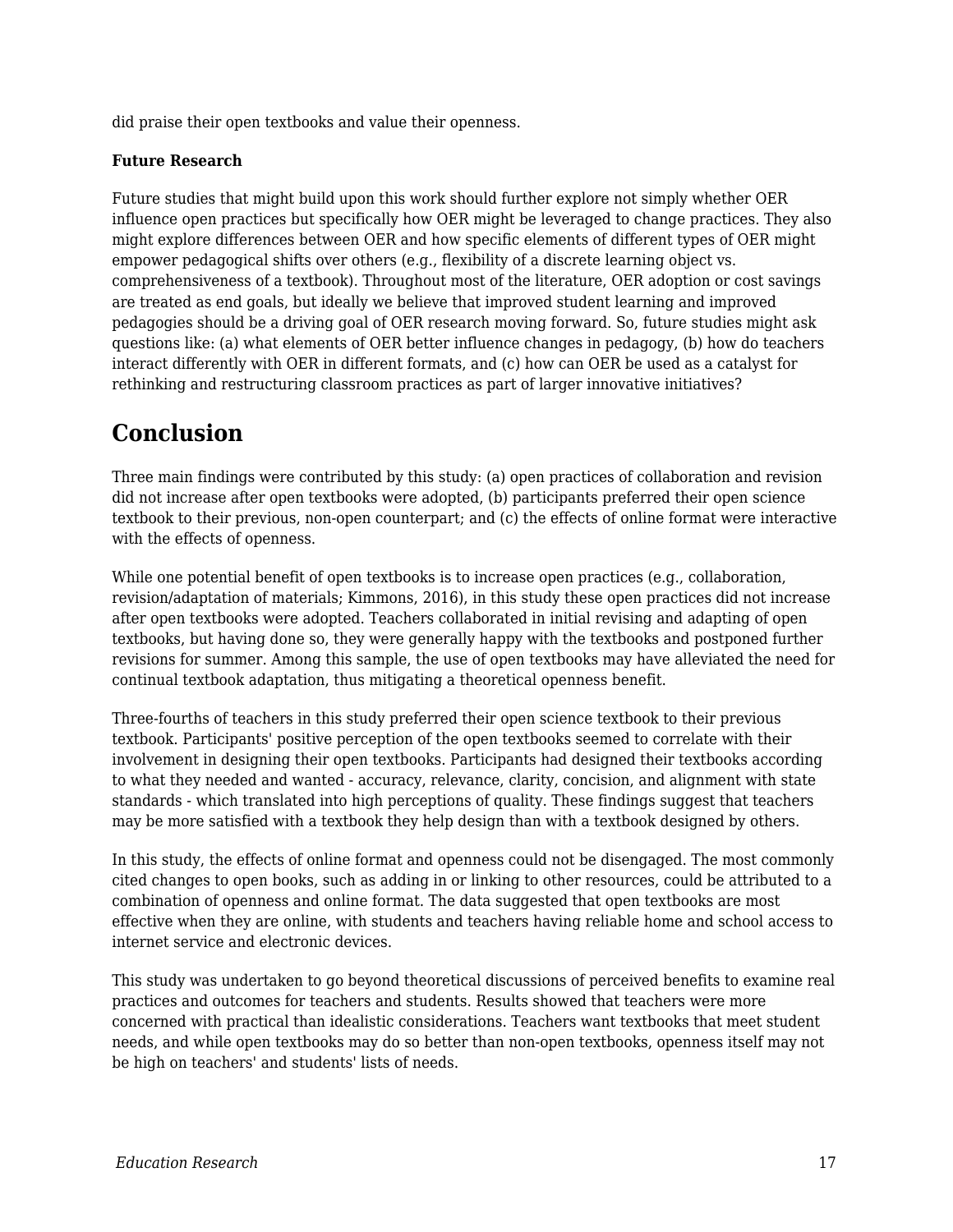did praise their open textbooks and value their openness.

**Future Research**

Future studies that might build upon this work should further explore not simply whether OER influence open practices but specifically how OER might be leveraged to change practices. They also might explore differences between OER and how specific elements of different types of OER might empower pedagogical shifts over others (e.g., flexibility of a discrete learning object vs. comprehensiveness of a textbook). Throughout most of the literature, OER adoption or cost savings are treated as end goals, but ideally we believe that improved student learning and improved pedagogies should be a driving goal of OER research moving forward. So, future studies might ask questions like: (a) what elements of OER better influence changes in pedagogy, (b) how do teachers interact differently with OER in different formats, and (c) how can OER be used as a catalyst for rethinking and restructuring classroom practices as part of larger innovative initiatives?

## Conclusion

Three main findings were contributed by this study: (a) open practices of collaboration and revision did not increase after open textbooks were adopted, (b) participants preferred their open science textbook to their previous, non-open counterpart; and (c) the effects of online format were interactive with the effects of openness.

While one potential benefit of open textbooks is to increase open practices (e.g., collaboration, revision/adaptation of materials; Kimmons, 2016), in this study these open practices did not increase after open textbooks were adopted. Teachers collaborated in initial revising and adapting of open textbooks, but having done so, they were generally happy with the textbooks and postponed further revisions for summer. Among this sample, the use of open textbooks may have alleviated the need for continual textbook adaptation, thus mitigating a theoretical openness benefit.

Three-fourths of teachers in this study preferred their open science textbook to their previous textbook. Participants' positive perception of the open textbooks seemed to correlate with their involvement in designing their open textbooks. Participants had designed their textbooks according to what they needed and wanted - accuracy, relevance, clarity, concision, and alignment with state standards - which translated into high perceptions of quality. These findings suggest that teachers may be more satisfied with a textbook they help design than with a textbook designed by others.

In this study, the effects of online format and openness could not be disengaged. The most commonly cited changes to open books, such as adding in or linking to other resources, could be attributed to a combination of openness and online format. The data suggested that open textbooks are most effective when they are online, with students and teachers having reliable home and school access to internet service and electronic devices.

This study was undertaken to go beyond theoretical discussions of perceived benefits to examine real practices and outcomes for teachers and students. Results showed that teachers were more concerned with practical than idealistic considerations. Teachers want textbooks that meet student needs, and while open textbooks may do so better than non-open textbooks, openness itself may not be high on teachers' and students' lists of needs.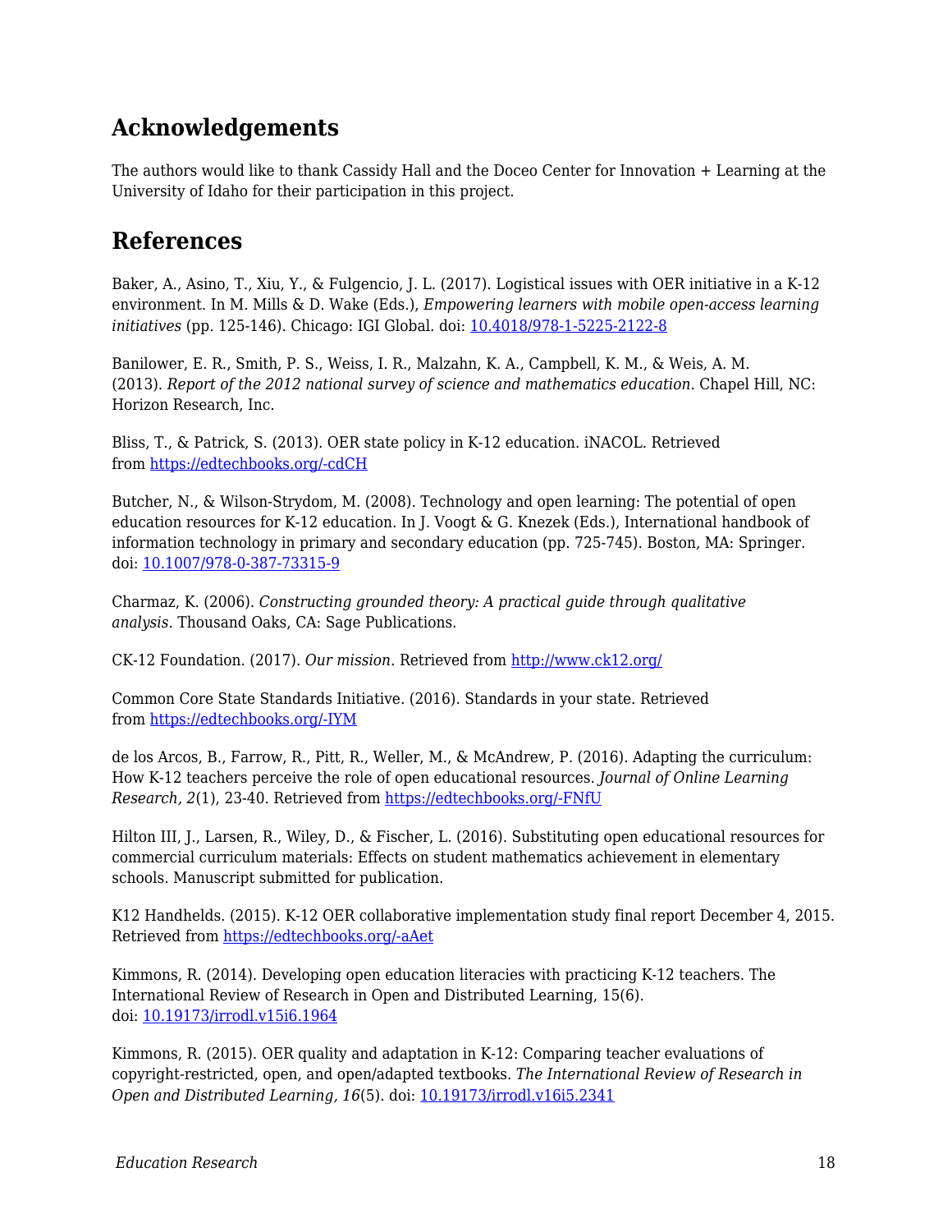## Acknowledgements

The authors would like to thank Cassidy Hall and the Doceo Center for Innovation + Learning at the University of Idaho for their participation in this project.

## References

Baker, A., Asino, T., Xiu, Y., & Fulgencio, J. L. (2017). Logistical issues with OER initiative in a K-12 environment. In M. Mills & D. Wake (Eds.), *Empowering learners with mobile open-access learning initiatives* (pp. 125-146). Chicago: IGI Global. doi: [10.4018/978-1-5225-2122-8](10.4018/978-1-5225-2122-8)

Banilower, E. R., Smith, P. S., Weiss, I. R., Malzahn, K. A., Campbell, K. M., & Weis, A. M. (2013). *Report of the 2012 national survey of science and mathematics education*. Chapel Hill, NC: Horizon Research, Inc.

Bliss, T., & Patrick, S. (2013). OER state policy in K-12 education. iNACOL. Retrieved from [https://edtechbooks.org/-cdCH](https://edtechbooks.org/-cdCH)

Butcher, N., & Wilson-Strydom, M. (2008). Technology and open learning: The potential of open education resources for K-12 education. In J. Voogt & G. Knezek (Eds.), International handbook of information technology in primary and secondary education (pp. 725-745). Boston, MA: Springer. doi: [10.1007/978-0-387-73315-9](10.1007/978-0-387-73315-9)

Charmaz, K. (2006). *Constructing grounded theory: A practical guide through qualitative analysis.* Thousand Oaks, CA: Sage Publications.

CK-12 Foundation. (2017). *Our mission.* Retrieved from [http://www.ck12.org/](http://www.ck12.org/)

Common Core State Standards Initiative. (2016). Standards in your state. Retrieved from [https://edtechbooks.org/-IYM](https://edtechbooks.org/-IYM)

de los Arcos, B., Farrow, R., Pitt, R., Weller, M., & McAndrew, P. (2016). Adapting the curriculum: How K-12 teachers perceive the role of open educational resources. *Journal of Online Learning Research, 2*(1), 23-40. Retrieved from [https://edtechbooks.org/-FNfU](https://edtechbooks.org/-FNfU)

Hilton III, J., Larsen, R., Wiley, D., & Fischer, L. (2016). Substituting open educational resources for commercial curriculum materials: Effects on student mathematics achievement in elementary schools. Manuscript submitted for publication.

K12 Handhelds. (2015). K-12 OER collaborative implementation study final report December 4, 2015. Retrieved from [https://edtechbooks.org/-aAet](https://edtechbooks.org/-aAet)

Kimmons, R. (2014). Developing open education literacies with practicing K-12 teachers. The International Review of Research in Open and Distributed Learning, 15(6). doi: [10.19173/irrodl.v15i6.1964](10.19173/irrodl.v15i6.1964)

Kimmons, R. (2015). OER quality and adaptation in K-12: Comparing teacher evaluations of copyright-restricted, open, and open/adapted textbooks. *The International Review of Research in Open and Distributed Learning, 16*(5). doi: [10.19173/irrodl.v16i5.2341](10.19173/irrodl.v16i5.2341)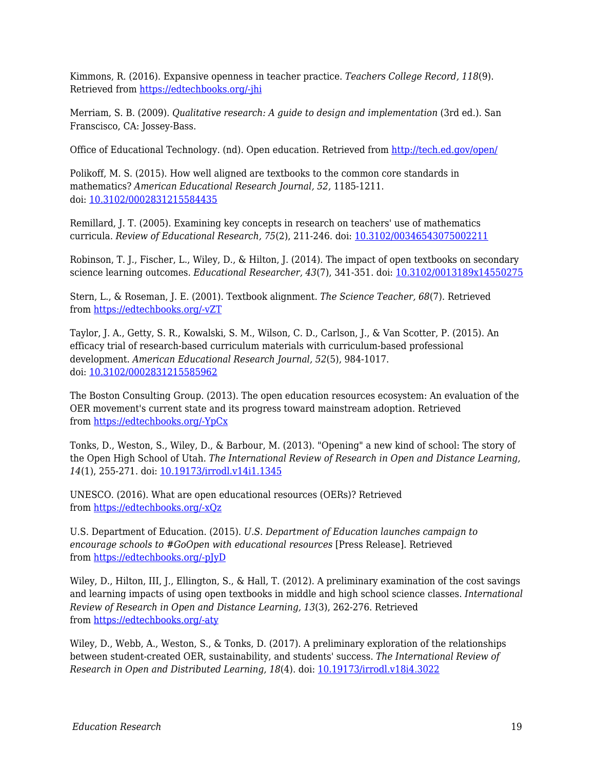Kimmons, R. (2016). Expansive openness in teacher practice. *Teachers College Record, 118*(9). Retrieved from https://edtechbooks.org/-jhi

Merriam, S. B. (2009). *Qualitative research: A guide to design and implementation* (3rd ed.). San Franscisco, CA: Jossey-Bass.

Office of Educational Technology. (nd). Open education. Retrieved from http://tech.ed.gov/open/

Polikoff, M. S. (2015). How well aligned are textbooks to the common core standards in mathematics? *American Educational Research Journal, 52,* 1185-1211. doi: 10.3102/0002831215584435

Remillard, J. T. (2005). Examining key concepts in research on teachers' use of mathematics curricula. *Review of Educational Research, 75*(2), 211-246. doi: 10.3102/00346543075002211

Robinson, T. J., Fischer, L., Wiley, D., & Hilton, J. (2014). The impact of open textbooks on secondary science learning outcomes. *Educational Researcher, 43*(7), 341-351. doi: 10.3102/0013189x14550275

Stern, L., & Roseman, J. E. (2001). Textbook alignment. *The Science Teacher, 68*(7). Retrieved from https://edtechbooks.org/-vZT

Taylor, J. A., Getty, S. R., Kowalski, S. M., Wilson, C. D., Carlson, J., & Van Scotter, P. (2015). An efficacy trial of research-based curriculum materials with curriculum-based professional development. *American Educational Research Journal, 52*(5), 984-1017. doi: 10.3102/0002831215585962

The Boston Consulting Group. (2013). The open education resources ecosystem: An evaluation of the OER movement's current state and its progress toward mainstream adoption. Retrieved from https://edtechbooks.org/-YpCx

Tonks, D., Weston, S., Wiley, D., & Barbour, M. (2013). "Opening" a new kind of school: The story of the Open High School of Utah. *The International Review of Research in Open and Distance Learning, 14*(1), 255-271. doi: 10.19173/irrodl.v14i1.1345

UNESCO. (2016). What are open educational resources (OERs)? Retrieved from https://edtechbooks.org/-xQz

U.S. Department of Education. (2015). *U.S. Department of Education launches campaign to encourage schools to #GoOpen with educational resources* [Press Release]. Retrieved from https://edtechbooks.org/-pJyD

Wiley, D., Hilton, III, J., Ellington, S., & Hall, T. (2012). A preliminary examination of the cost savings and learning impacts of using open textbooks in middle and high school science classes. *International Review of Research in Open and Distance Learning, 13*(3), 262-276. Retrieved from https://edtechbooks.org/-aty

Wiley, D., Webb, A., Weston, S., & Tonks, D. (2017). A preliminary exploration of the relationships between student-created OER, sustainability, and students' success. *The International Review of Research in Open and Distributed Learning, 18*(4). doi: 10.19173/irrodl.v18i4.3022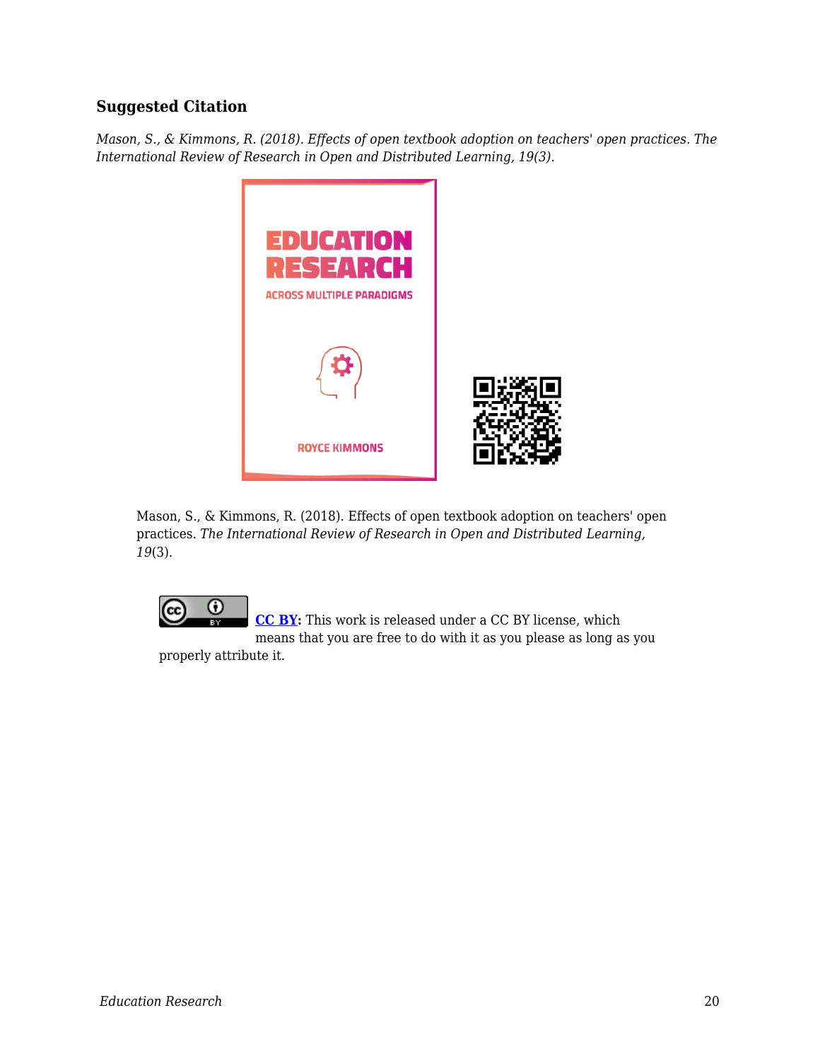### Suggested Citation

*Mason, S., & Kimmons, R. (2018). Effects of open textbook adoption on teachers' open practices. The International Review of Research in Open and Distributed Learning, 19(3).*

Mason, S., & Kimmons, R. (2018). Effects of open textbook adoption on teachers' open practices. *The International Review of Research in Open and Distributed Learning, 19*(3).

**CC BY:** This work is released under a CC BY license, which means that you are free to do with it as you please as long as you properly attribute it.